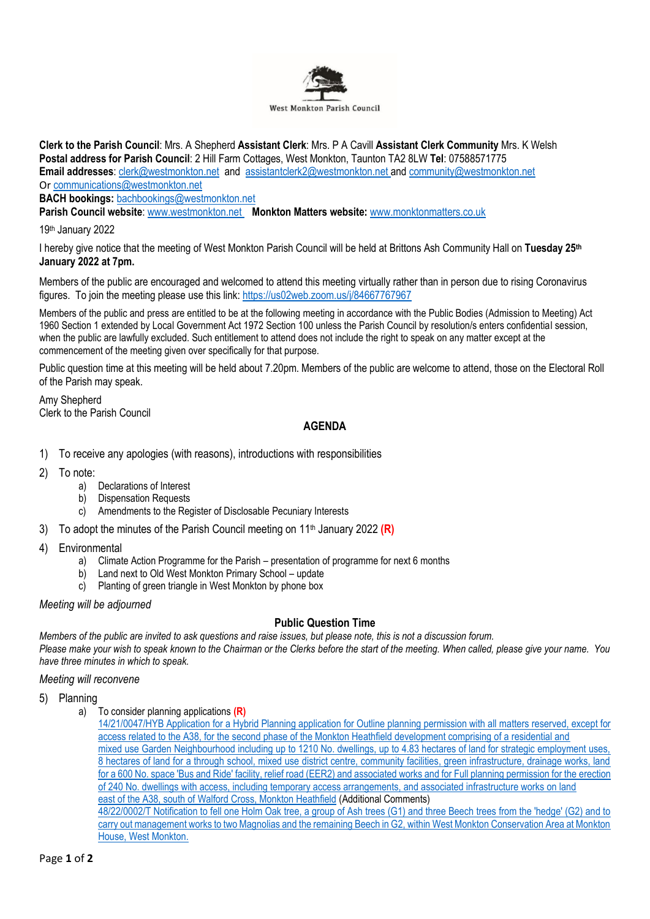West Monkton Parish Council

**Clerk to the Parish Council**: Mrs. A Shepherd **Assistant Clerk**: Mrs. P A Cavill **Assistant Clerk Community** Mrs. K Welsh
**Postal address for Parish Council**: 2 Hill Farm Cottages, West Monkton, Taunton TA2 8LW **Tel**: 07588571775
**Email addresses**: clerk@westmonkton.net and assistantclerk2@westmonkton.net and community@westmonkton.net
Or communications@westmonkton.net
**BACH bookings:** bachbookings@westmonkton.net
**Parish Council website**: www.westmonkton.net **Monkton Matters website:** www.monktonmatters.co.uk

19th January 2022

I hereby give notice that the meeting of West Monkton Parish Council will be held at Brittons Ash Community Hall on **Tuesday 25th January 2022 at 7pm.**

Members of the public are encouraged and welcomed to attend this meeting virtually rather than in person due to rising Coronavirus figures. To join the meeting please use this link: https://us02web.zoom.us/j/84667767967

Members of the public and press are entitled to be at the following meeting in accordance with the Public Bodies (Admission to Meeting) Act 1960 Section 1 extended by Local Government Act 1972 Section 100 unless the Parish Council by resolution/s enters confidential session, when the public are lawfully excluded. Such entitlement to attend does not include the right to speak on any matter except at the commencement of the meeting given over specifically for that purpose.

Public question time at this meeting will be held about 7.20pm. Members of the public are welcome to attend, those on the Electoral Roll of the Parish may speak.

Amy Shepherd
Clerk to the Parish Council

## AGENDA

1) To receive any apologies (with reasons), introductions with responsibilities
2) To note:
   a) Declarations of Interest
   b) Dispensation Requests
   c) Amendments to the Register of Disclosable Pecuniary Interests
3) To adopt the minutes of the Parish Council meeting on 11th January 2022 **(R)**
4) Environmental
   a) Climate Action Programme for the Parish – presentation of programme for next 6 months
   b) Land next to Old West Monkton Primary School – update
   c) Planting of green triangle in West Monkton by phone box

*Meeting will be adjourned*

### Public Question Time

*Members of the public are invited to ask questions and raise issues, but please note, this is not a discussion forum. Please make your wish to speak known to the Chairman or the Clerks before the start of the meeting. When called, please give your name. You have three minutes in which to speak.*

*Meeting will reconvene*

5) Planning
   a) To consider planning applications **(R)**
      14/21/0047/HYB Application for a Hybrid Planning application for Outline planning permission with all matters reserved, except for access related to the A38, for the second phase of the Monkton Heathfield development comprising of a residential and mixed use Garden Neighbourhood including up to 1210 No. dwellings, up to 4.83 hectares of land for strategic employment uses, 8 hectares of land for a through school, mixed use district centre, community facilities, green infrastructure, drainage works, land for a 600 No. space 'Bus and Ride' facility, relief road (EER2) and associated works and for Full planning permission for the erection of 240 No. dwellings with access, including temporary access arrangements, and associated infrastructure works on land east of the A38, south of Walford Cross, Monkton Heathfield (Additional Comments)
      48/22/0002/T Notification to fell one Holm Oak tree, a group of Ash trees (G1) and three Beech trees from the 'hedge' (G2) and to carry out management works to two Magnolias and the remaining Beech in G2, within West Monkton Conservation Area at Monkton House, West Monkton.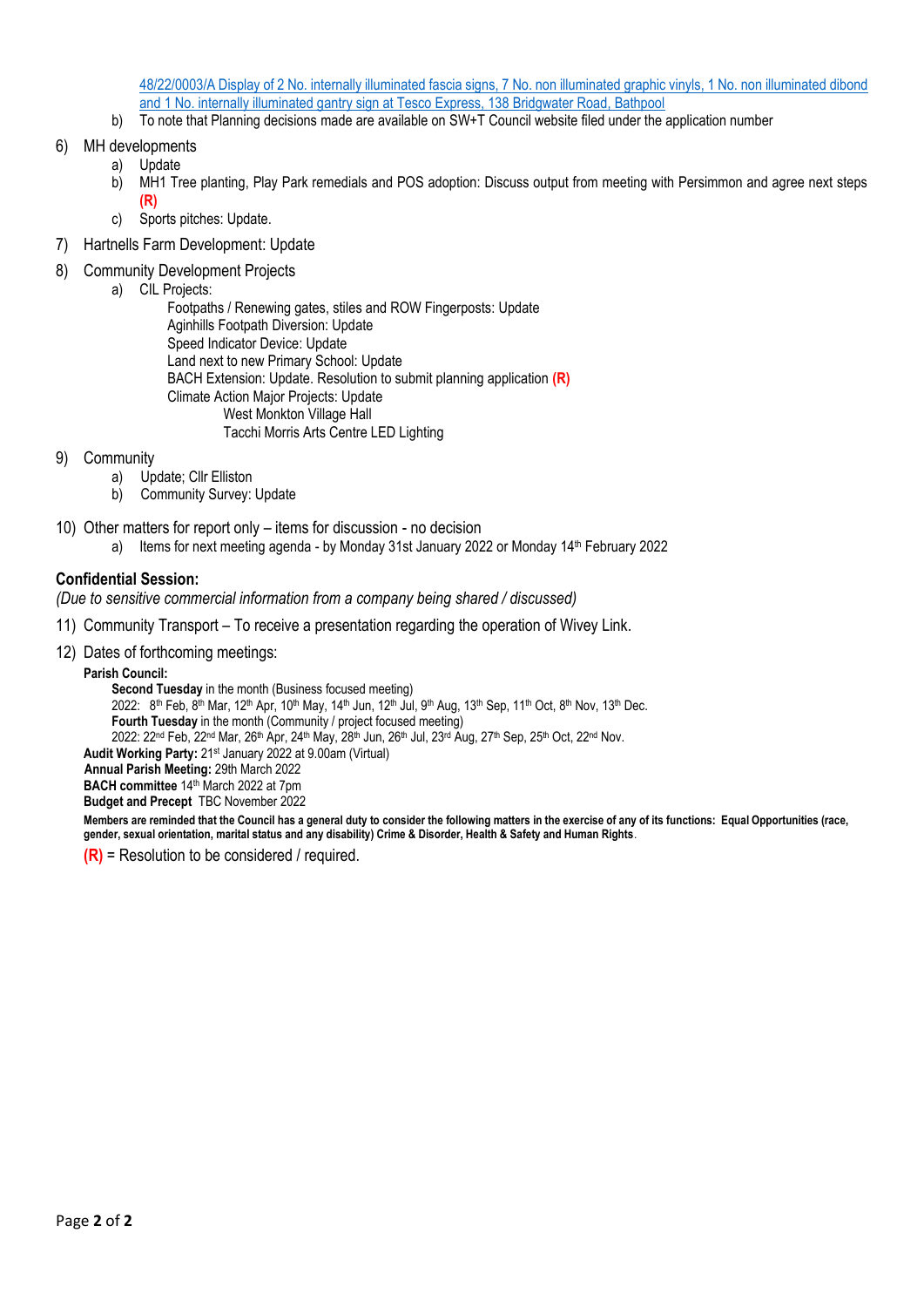[48/22/0003/A Display of 2 No. internally illuminated fascia signs, 7 No. non illuminated graphic vinyls, 1 No. non illuminated dibond and 1 No. internally illuminated gantry sign at Tesco Express, 138 Bridgwater Road, Bathpool]

b) To note that Planning decisions made are available on SW+T Council website filed under the application number

6) MH developments
   a) Update
   b) MH1 Tree planting, Play Park remedials and POS adoption: Discuss output from meeting with Persimmon and agree next steps **(R)**
   c) Sports pitches: Update.

7) Hartnells Farm Development: Update

8) Community Development Projects
   a) CIL Projects:
      - Footpaths / Renewing gates, stiles and ROW Fingerposts: Update
      - Aginhills Footpath Diversion: Update
      - Speed Indicator Device: Update
      - Land next to new Primary School: Update
      - BACH Extension: Update. Resolution to submit planning application **(R)**
      - Climate Action Major Projects: Update
        - West Monkton Village Hall
        - Tacchi Morris Arts Centre LED Lighting

9) Community
   a) Update; Cllr Elliston
   b) Community Survey: Update

10) Other matters for report only – items for discussion - no decision
    a) Items for next meeting agenda - by Monday 31st January 2022 or Monday 14th February 2022

## Confidential Session:

*(Due to sensitive commercial information from a company being shared / discussed)*

11) Community Transport – To receive a presentation regarding the operation of Wivey Link.

12) Dates of forthcoming meetings:

**Parish Council:**

**Second Tuesday** in the month (Business focused meeting)
2022: 8th Feb, 8th Mar, 12th Apr, 10th May, 14th Jun, 12th Jul, 9th Aug, 13th Sep, 11th Oct, 8th Nov, 13th Dec.

**Fourth Tuesday** in the month (Community / project focused meeting)
2022: 22nd Feb, 22nd Mar, 26th Apr, 24th May, 28th Jun, 26th Jul, 23rd Aug, 27th Sep, 25th Oct, 22nd Nov.

**Audit Working Party:** 21st January 2022 at 9.00am (Virtual)
**Annual Parish Meeting:** 29th March 2022
**BACH committee** 14th March 2022 at 7pm
**Budget and Precept** TBC November 2022

**Members are reminded that the Council has a general duty to consider the following matters in the exercise of any of its functions: Equal Opportunities (race, gender, sexual orientation, marital status and any disability) Crime & Disorder, Health & Safety and Human Rights**.

**(R)** = Resolution to be considered / required.